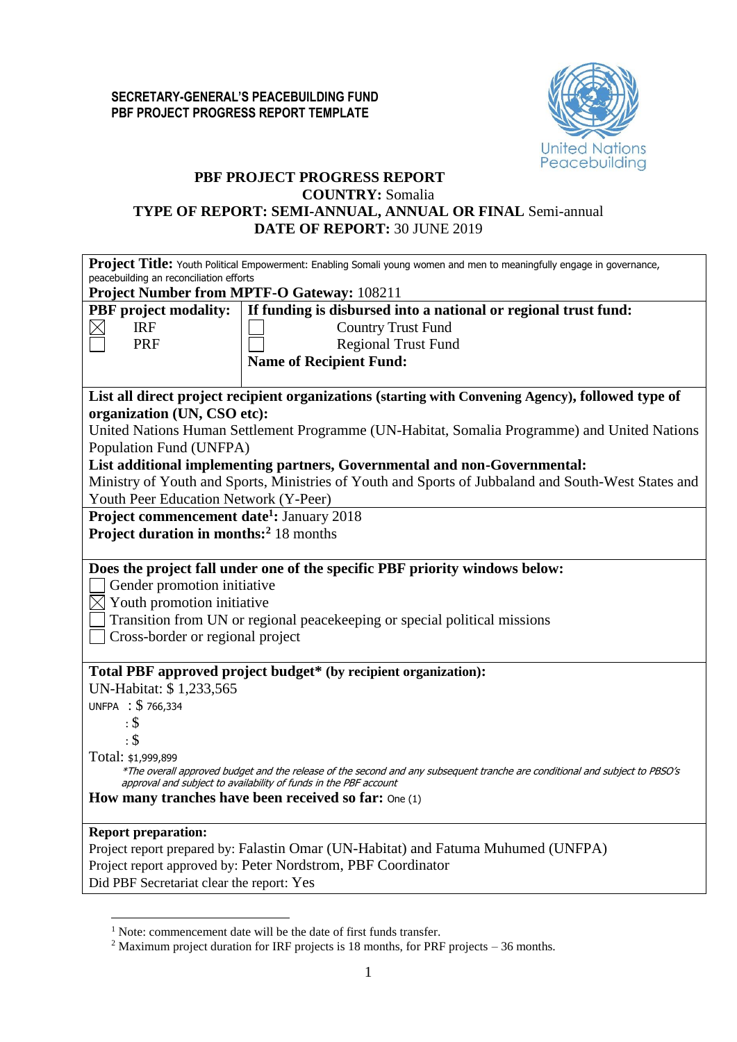**SECRETARY-GENERAL'S PEACEBUILDING FUND**
**PBF PROJECT PROGRESS REPORT TEMPLATE**

United Nations Peacebuilding

**PBF PROJECT PROGRESS REPORT**
**COUNTRY:** Somalia
**TYPE OF REPORT: SEMI-ANNUAL, ANNUAL OR FINAL** Semi-annual
**DATE OF REPORT:** 30 JUNE 2019

**Project Title:** Youth Political Empowerment: Enabling Somali young women and men to meaningfully engage in governance, peacebuilding an reconciliation efforts
**Project Number from MPTF-O Gateway:** 108211

| **PBF project modality:** | **If funding is disbursed into a national or regional trust fund:** |
|---|---|
| ☒ IRF | ☐ Country Trust Fund |
| ☐ PRF | ☐ Regional Trust Fund |
| | **Name of Recipient Fund:** |

**List all direct project recipient organizations (starting with Convening Agency), followed type of organization (UN, CSO etc):**
United Nations Human Settlement Programme (UN-Habitat, Somalia Programme) and United Nations Population Fund (UNFPA)

**List additional implementing partners, Governmental and non-Governmental:**
Ministry of Youth and Sports, Ministries of Youth and Sports of Jubbaland and South-West States and Youth Peer Education Network (Y-Peer)

**Project commencement date[1]:** January 2018
**Project duration in months:[2]** 18 months

**Does the project fall under one of the specific PBF priority windows below:**
☐ Gender promotion initiative
☒ Youth promotion initiative
☐ Transition from UN or regional peacekeeping or special political missions
☐ Cross-border or regional project

**Total PBF approved project budget* (by recipient organization):**
UN-Habitat: $ 1,233,565
UNFPA : $ 766,334
: $
: $
Total: $1,999,899

*\*The overall approved budget and the release of the second and any subsequent tranche are conditional and subject to PBSO's approval and subject to availability of funds in the PBF account*

**How many tranches have been received so far:** One (1)

**Report preparation:**
Project report prepared by: Falastin Omar (UN-Habitat) and Fatuma Muhumed (UNFPA)
Project report approved by: Peter Nordstrom, PBF Coordinator
Did PBF Secretariat clear the report: Yes

[1] Note: commencement date will be the date of first funds transfer.
[2] Maximum project duration for IRF projects is 18 months, for PRF projects – 36 months.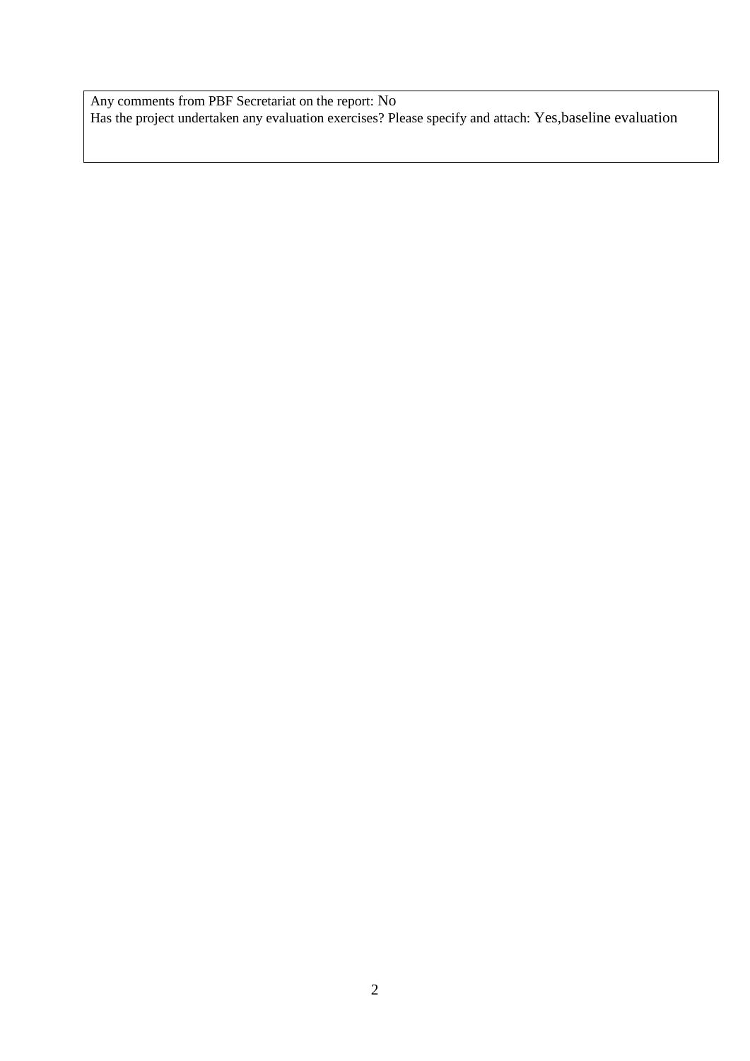Any comments from PBF Secretariat on the report: No

Has the project undertaken any evaluation exercises? Please specify and attach: Yes,baseline evaluation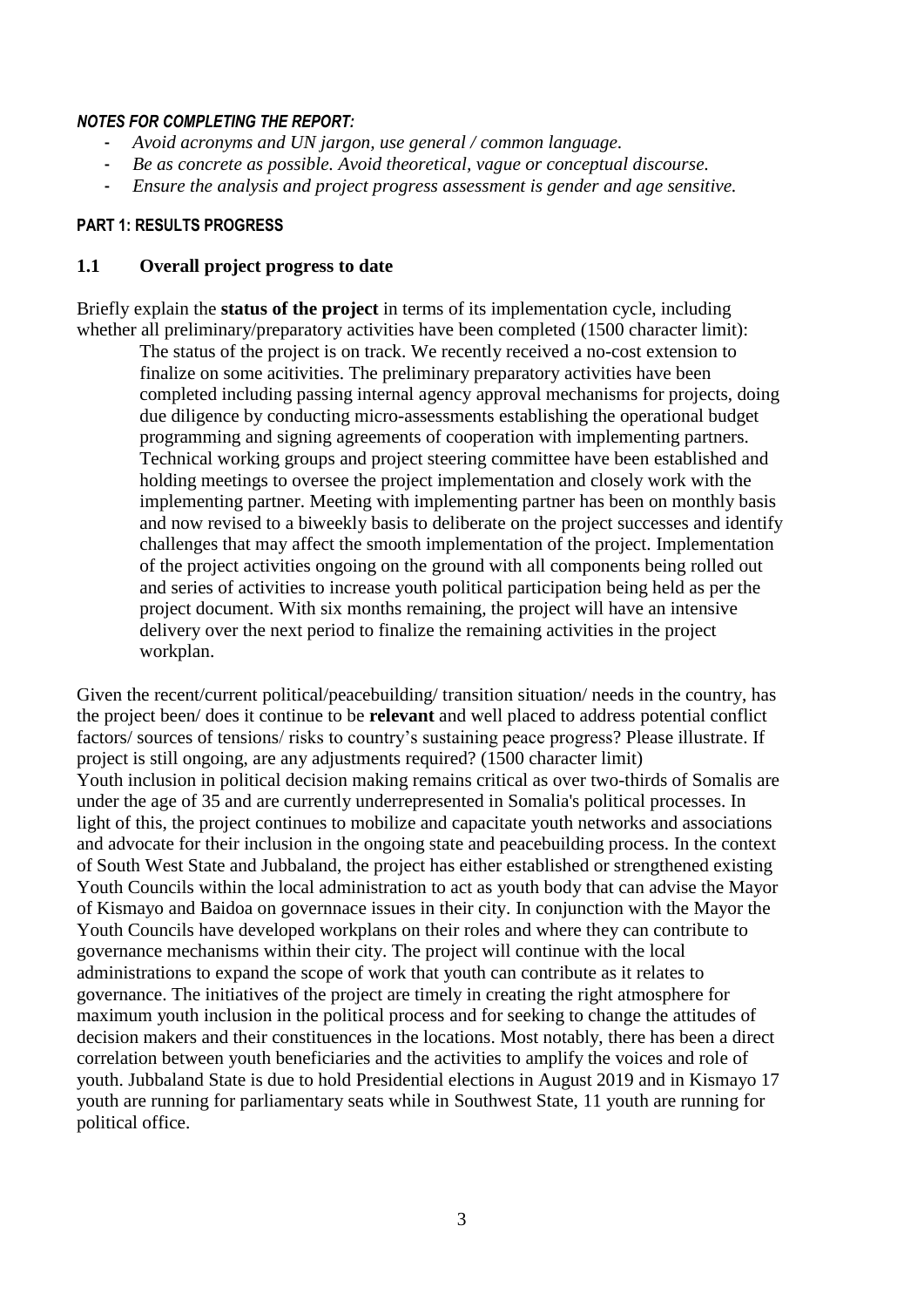***NOTES FOR COMPLETING THE REPORT:***

- *Avoid acronyms and UN jargon, use general / common language.*
- *Be as concrete as possible. Avoid theoretical, vague or conceptual discourse.*
- *Ensure the analysis and project progress assessment is gender and age sensitive.*

**PART 1: RESULTS PROGRESS**

## 1.1 Overall project progress to date

Briefly explain the **status of the project** in terms of its implementation cycle, including whether all preliminary/preparatory activities have been completed (1500 character limit):

> The status of the project is on track. We recently received a no-cost extension to finalize on some acitivities. The preliminary preparatory activities have been completed including passing internal agency approval mechanisms for projects, doing due diligence by conducting micro-assessments establishing the operational budget programming and signing agreements of cooperation with implementing partners. Technical working groups and project steering committee have been established and holding meetings to oversee the project implementation and closely work with the implementing partner. Meeting with implementing partner has been on monthly basis and now revised to a biweekly basis to deliberate on the project successes and identify challenges that may affect the smooth implementation of the project. Implementation of the project activities ongoing on the ground with all components being rolled out and series of activities to increase youth political participation being held as per the project document. With six months remaining, the project will have an intensive delivery over the next period to finalize the remaining activities in the project workplan.

Given the recent/current political/peacebuilding/ transition situation/ needs in the country, has the project been/ does it continue to be **relevant** and well placed to address potential conflict factors/ sources of tensions/ risks to country's sustaining peace progress? Please illustrate. If project is still ongoing, are any adjustments required? (1500 character limit)

Youth inclusion in political decision making remains critical as over two-thirds of Somalis are under the age of 35 and are currently underrepresented in Somalia's political processes. In light of this, the project continues to mobilize and capacitate youth networks and associations and advocate for their inclusion in the ongoing state and peacebuilding process. In the context of South West State and Jubbaland, the project has either established or strengthened existing Youth Councils within the local administration to act as youth body that can advise the Mayor of Kismayo and Baidoa on governnace issues in their city. In conjunction with the Mayor the Youth Councils have developed workplans on their roles and where they can contribute to governance mechanisms within their city. The project will continue with the local administrations to expand the scope of work that youth can contribute as it relates to governance. The initiatives of the project are timely in creating the right atmosphere for maximum youth inclusion in the political process and for seeking to change the attitudes of decision makers and their constituences in the locations. Most notably, there has been a direct correlation between youth beneficiaries and the activities to amplify the voices and role of youth. Jubbaland State is due to hold Presidential elections in August 2019 and in Kismayo 17 youth are running for parliamentary seats while in Southwest State, 11 youth are running for political office.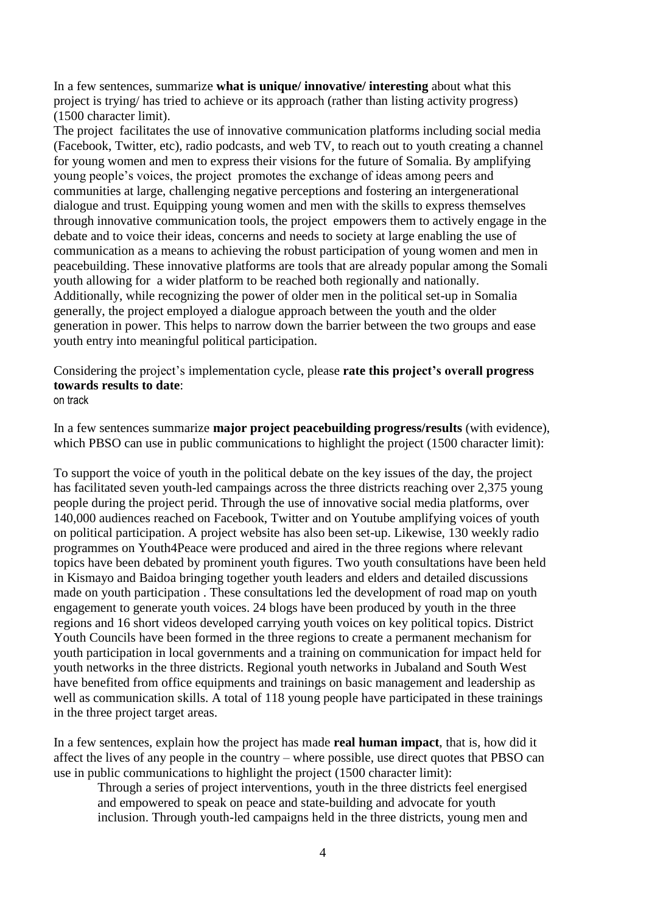In a few sentences, summarize **what is unique/ innovative/ interesting** about what this project is trying/ has tried to achieve or its approach (rather than listing activity progress) (1500 character limit).

The project facilitates the use of innovative communication platforms including social media (Facebook, Twitter, etc), radio podcasts, and web TV, to reach out to youth creating a channel for young women and men to express their visions for the future of Somalia. By amplifying young people's voices, the project promotes the exchange of ideas among peers and communities at large, challenging negative perceptions and fostering an intergenerational dialogue and trust. Equipping young women and men with the skills to express themselves through innovative communication tools, the project empowers them to actively engage in the debate and to voice their ideas, concerns and needs to society at large enabling the use of communication as a means to achieving the robust participation of young women and men in peacebuilding. These innovative platforms are tools that are already popular among the Somali youth allowing for a wider platform to be reached both regionally and nationally. Additionally, while recognizing the power of older men in the political set-up in Somalia generally, the project employed a dialogue approach between the youth and the older generation in power. This helps to narrow down the barrier between the two groups and ease youth entry into meaningful political participation.

Considering the project's implementation cycle, please **rate this project's overall progress towards results to date**:
on track

In a few sentences summarize **major project peacebuilding progress/results** (with evidence), which PBSO can use in public communications to highlight the project (1500 character limit):

To support the voice of youth in the political debate on the key issues of the day, the project has facilitated seven youth-led campaings across the three districts reaching over 2,375 young people during the project perid. Through the use of innovative social media platforms, over 140,000 audiences reached on Facebook, Twitter and on Youtube amplifying voices of youth on political participation. A project website has also been set-up. Likewise, 130 weekly radio programmes on Youth4Peace were produced and aired in the three regions where relevant topics have been debated by prominent youth figures. Two youth consultations have been held in Kismayo and Baidoa bringing together youth leaders and elders and detailed discussions made on youth participation . These consultations led the development of road map on youth engagement to generate youth voices. 24 blogs have been produced by youth in the three regions and 16 short videos developed carrying youth voices on key political topics. District Youth Councils have been formed in the three regions to create a permanent mechanism for youth participation in local governments and a training on communication for impact held for youth networks in the three districts. Regional youth networks in Jubaland and South West have benefited from office equipments and trainings on basic management and leadership as well as communication skills. A total of 118 young people have participated in these trainings in the three project target areas.

In a few sentences, explain how the project has made **real human impact**, that is, how did it affect the lives of any people in the country – where possible, use direct quotes that PBSO can use in public communications to highlight the project (1500 character limit):

Through a series of project interventions, youth in the three districts feel energised and empowered to speak on peace and state-building and advocate for youth inclusion. Through youth-led campaigns held in the three districts, young men and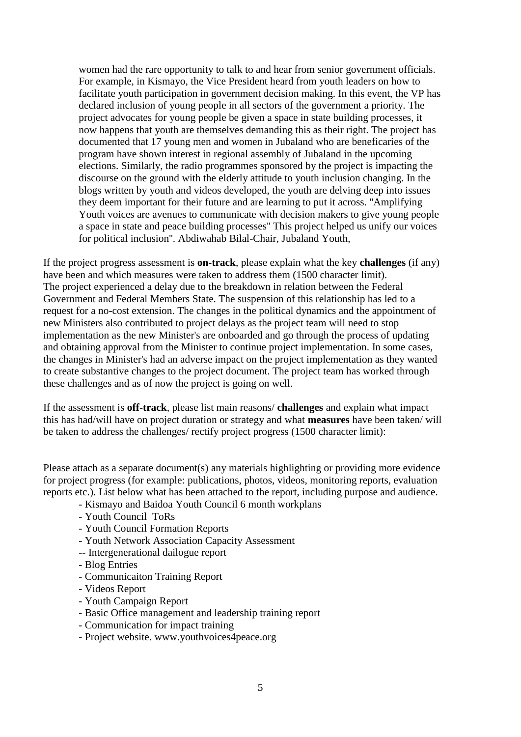women had the rare opportunity to talk to and hear from senior government officials. For example, in Kismayo, the Vice President heard from youth leaders on how to facilitate youth participation in government decision making. In this event, the VP has declared inclusion of young people in all sectors of the government a priority. The project advocates for young people be given a space in state building processes, it now happens that youth are themselves demanding this as their right. The project has documented that 17 young men and women in Jubaland who are beneficaries of the program have shown interest in regional assembly of Jubaland in the upcoming elections. Similarly, the radio programmes sponsored by the project is impacting the discourse on the ground with the elderly attitude to youth inclusion changing. In the blogs written by youth and videos developed, the youth are delving deep into issues they deem important for their future and are learning to put it across. "Amplifying Youth voices are avenues to communicate with decision makers to give young people a space in state and peace building processes" This project helped us unify our voices for political inclusion". Abdiwahab Bilal-Chair, Jubaland Youth,

If the project progress assessment is **on-track**, please explain what the key **challenges** (if any) have been and which measures were taken to address them (1500 character limit).
The project experienced a delay due to the breakdown in relation between the Federal Government and Federal Members State. The suspension of this relationship has led to a request for a no-cost extension. The changes in the political dynamics and the appointment of new Ministers also contributed to project delays as the project team will need to stop implementation as the new Minister's are onboarded and go through the process of updating and obtaining approval from the Minister to continue project implementation. In some cases, the changes in Minister's had an adverse impact on the project implementation as they wanted to create substantive changes to the project document. The project team has worked through these challenges and as of now the project is going on well.

If the assessment is **off-track**, please list main reasons/ **challenges** and explain what impact this has had/will have on project duration or strategy and what **measures** have been taken/ will be taken to address the challenges/ rectify project progress (1500 character limit):

Please attach as a separate document(s) any materials highlighting or providing more evidence for project progress (for example: publications, photos, videos, monitoring reports, evaluation reports etc.). List below what has been attached to the report, including purpose and audience.

- Kismayo and Baidoa Youth Council 6 month workplans
- Youth Council ToRs
- Youth Council Formation Reports
- Youth Network Association Capacity Assessment
- -- Intergenerational dailogue report
- Blog Entries
- Communicaiton Training Report
- Videos Report
- Youth Campaign Report
- Basic Office management and leadership training report
- Communication for impact training
- Project website. www.youthvoices4peace.org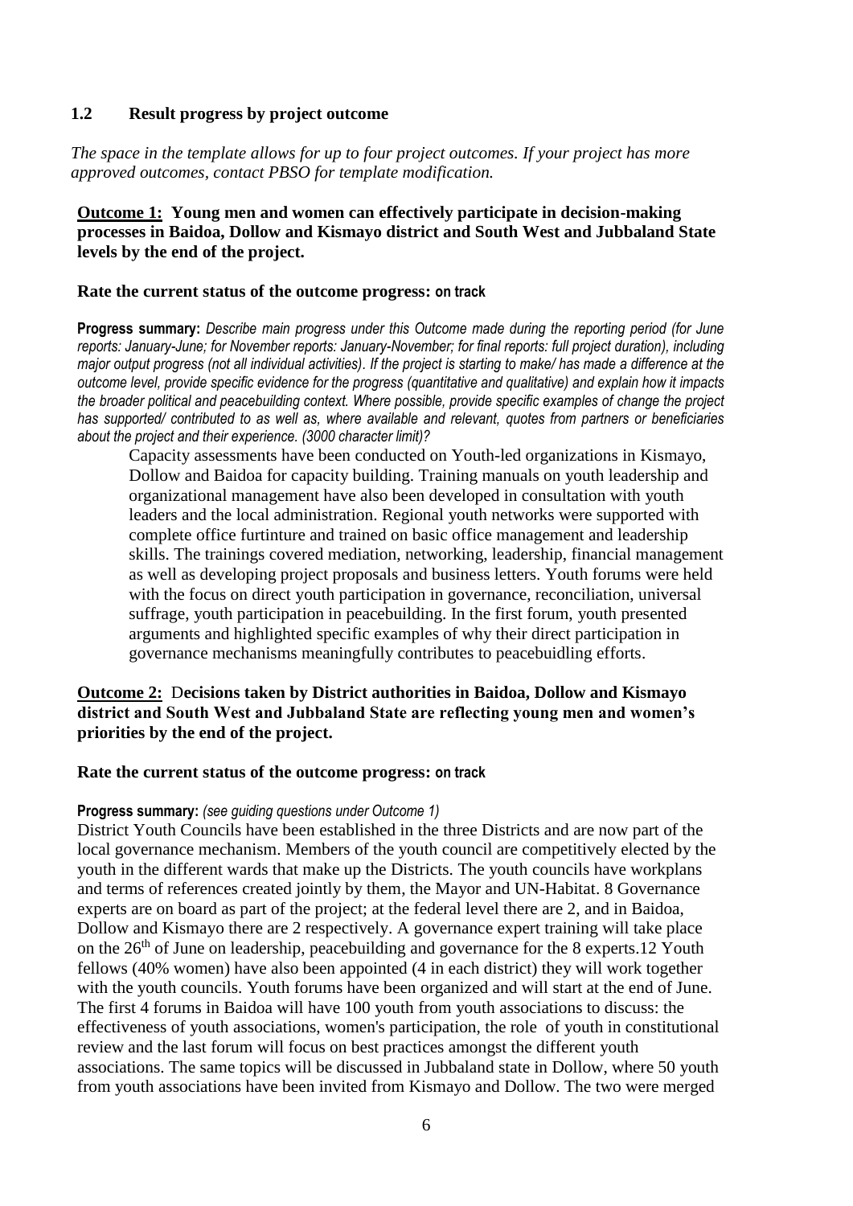### 1.2 Result progress by project outcome

*The space in the template allows for up to four project outcomes. If your project has more approved outcomes, contact PBSO for template modification.*

**Outcome 1: Young men and women can effectively participate in decision-making processes in Baidoa, Dollow and Kismayo district and South West and Jubbaland State levels by the end of the project.**

**Rate the current status of the outcome progress: on track**

**Progress summary:** *Describe main progress under this Outcome made during the reporting period (for June reports: January-June; for November reports: January-November; for final reports: full project duration), including major output progress (not all individual activities). If the project is starting to make/ has made a difference at the outcome level, provide specific evidence for the progress (quantitative and qualitative) and explain how it impacts the broader political and peacebuilding context. Where possible, provide specific examples of change the project has supported/ contributed to as well as, where available and relevant, quotes from partners or beneficiaries about the project and their experience. (3000 character limit)?*

Capacity assessments have been conducted on Youth-led organizations in Kismayo, Dollow and Baidoa for capacity building. Training manuals on youth leadership and organizational management have also been developed in consultation with youth leaders and the local administration. Regional youth networks were supported with complete office furtinture and trained on basic office management and leadership skills. The trainings covered mediation, networking, leadership, financial management as well as developing project proposals and business letters. Youth forums were held with the focus on direct youth participation in governance, reconciliation, universal suffrage, youth participation in peacebuilding. In the first forum, youth presented arguments and highlighted specific examples of why their direct participation in governance mechanisms meaningfully contributes to peacebuidling efforts.

**Outcome 2: Decisions taken by District authorities in Baidoa, Dollow and Kismayo district and South West and Jubbaland State are reflecting young men and women's priorities by the end of the project.**

**Rate the current status of the outcome progress: on track**

**Progress summary:** *(see guiding questions under Outcome 1)*

District Youth Councils have been established in the three Districts and are now part of the local governance mechanism. Members of the youth council are competitively elected by the youth in the different wards that make up the Districts. The youth councils have workplans and terms of references created jointly by them, the Mayor and UN-Habitat. 8 Governance experts are on board as part of the project; at the federal level there are 2, and in Baidoa, Dollow and Kismayo there are 2 respectively. A governance expert training will take place on the 26th of June on leadership, peacebuilding and governance for the 8 experts.12 Youth fellows (40% women) have also been appointed (4 in each district) they will work together with the youth councils. Youth forums have been organized and will start at the end of June. The first 4 forums in Baidoa will have 100 youth from youth associations to discuss: the effectiveness of youth associations, women's participation, the role of youth in constitutional review and the last forum will focus on best practices amongst the different youth associations. The same topics will be discussed in Jubbaland state in Dollow, where 50 youth from youth associations have been invited from Kismayo and Dollow. The two were merged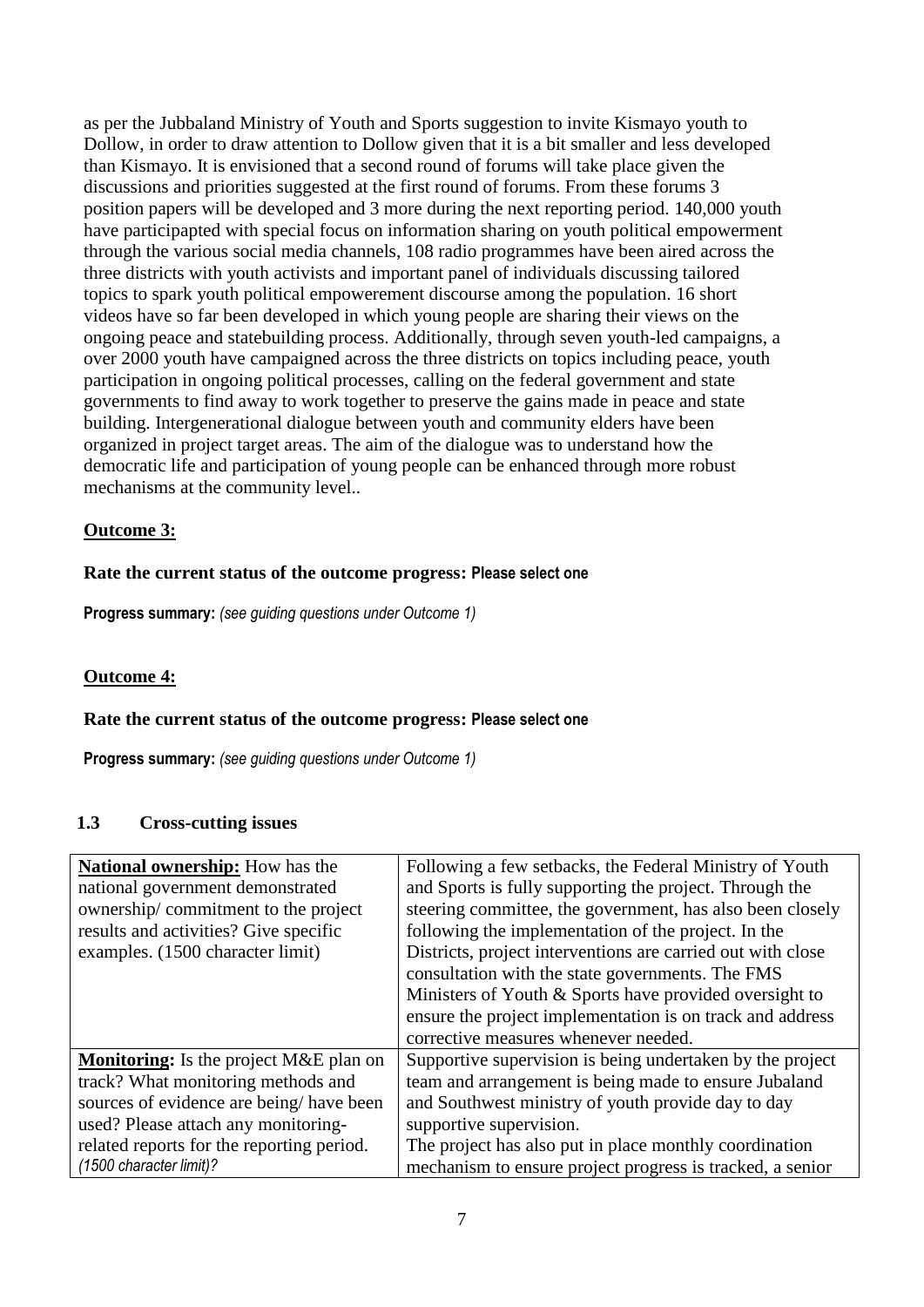as per the Jubbaland Ministry of Youth and Sports suggestion to invite Kismayo youth to Dollow, in order to draw attention to Dollow given that it is a bit smaller and less developed than Kismayo. It is envisioned that a second round of forums will take place given the discussions and priorities suggested at the first round of forums. From these forums 3 position papers will be developed and 3 more during the next reporting period. 140,000 youth have participapted with special focus on information sharing on youth political empowerment through the various social media channels, 108 radio programmes have been aired across the three districts with youth activists and important panel of individuals discussing tailored topics to spark youth political empowerement discourse among the population. 16 short videos have so far been developed in which young people are sharing their views on the ongoing peace and statebuilding process. Additionally, through seven youth-led campaigns, a over 2000 youth have campaigned across the three districts on topics including peace, youth participation in ongoing political processes, calling on the federal government and state governments to find away to work together to preserve the gains made in peace and state building. Intergenerational dialogue between youth and community elders have been organized in project target areas. The aim of the dialogue was to understand how the democratic life and participation of young people can be enhanced through more robust mechanisms at the community level..

**Outcome 3:**

**Rate the current status of the outcome progress: Please select one**

**Progress summary:** *(see guiding questions under Outcome 1)*

**Outcome 4:**

**Rate the current status of the outcome progress: Please select one**

**Progress summary:** *(see guiding questions under Outcome 1)*

### 1.3 Cross-cutting issues

| | |
|---|---|
| **National ownership:** How has the national government demonstrated ownership/ commitment to the project results and activities? Give specific examples. (1500 character limit) | Following a few setbacks, the Federal Ministry of Youth and Sports is fully supporting the project. Through the steering committee, the government, has also been closely following the implementation of the project. In the Districts, project interventions are carried out with close consultation with the state governments. The FMS Ministers of Youth & Sports have provided oversight to ensure the project implementation is on track and address corrective measures whenever needed. |
| **Monitoring:** Is the project M&E plan on track? What monitoring methods and sources of evidence are being/ have been used? Please attach any monitoring-related reports for the reporting period. *(1500 character limit)?* | Supportive supervision is being undertaken by the project team and arrangement is being made to ensure Jubaland and Southwest ministry of youth provide day to day supportive supervision.<br>The project has also put in place monthly coordination mechanism to ensure project progress is tracked, a senior |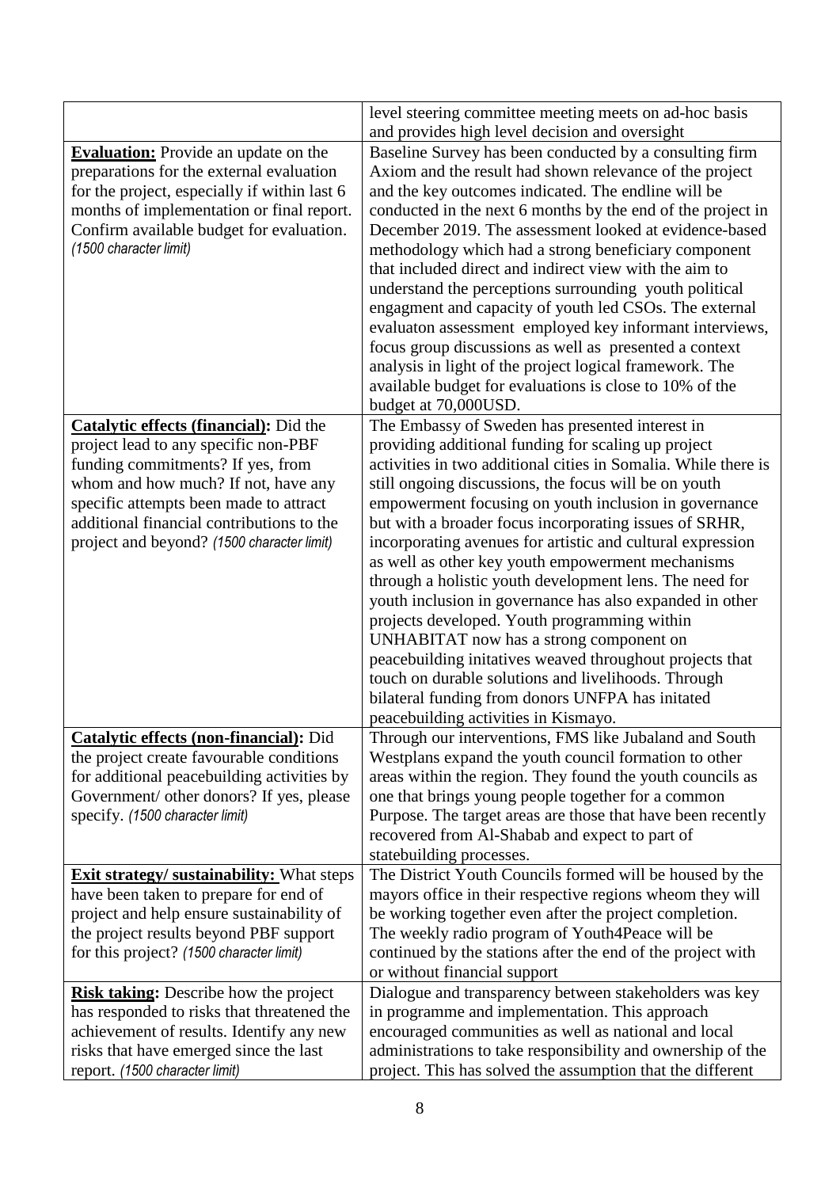| | |
|---|---|
| | level steering committee meeting meets on ad-hoc basis and provides high level decision and oversight |
| **Evaluation:** Provide an update on the preparations for the external evaluation for the project, especially if within last 6 months of implementation or final report. Confirm available budget for evaluation. *(1500 character limit)* | Baseline Survey has been conducted by a consulting firm Axiom and the result had shown relevance of the project and the key outcomes indicated. The endline will be conducted in the next 6 months by the end of the project in December 2019. The assessment looked at evidence-based methodology which had a strong beneficiary component that included direct and indirect view with the aim to understand the perceptions surrounding youth political engagment and capacity of youth led CSOs. The external evaluaton assessment employed key informant interviews, focus group discussions as well as presented a context analysis in light of the project logical framework. The available budget for evaluations is close to 10% of the budget at 70,000USD. |
| **Catalytic effects (financial):** Did the project lead to any specific non-PBF funding commitments? If yes, from whom and how much? If not, have any specific attempts been made to attract additional financial contributions to the project and beyond? *(1500 character limit)* | The Embassy of Sweden has presented interest in providing additional funding for scaling up project activities in two additional cities in Somalia. While there is still ongoing discussions, the focus will be on youth empowerment focusing on youth inclusion in governance but with a broader focus incorporating issues of SRHR, incorporating avenues for artistic and cultural expression as well as other key youth empowerment mechanisms through a holistic youth development lens. The need for youth inclusion in governance has also expanded in other projects developed. Youth programming within UNHABITAT now has a strong component on peacebuilding initatives weaved throughout projects that touch on durable solutions and livelihoods. Through bilateral funding from donors UNFPA has initated peacebuilding activities in Kismayo. |
| **Catalytic effects (non-financial):** Did the project create favourable conditions for additional peacebuilding activities by Government/ other donors? If yes, please specify. *(1500 character limit)* | Through our interventions, FMS like Jubaland and South Westplans expand the youth council formation to other areas within the region. They found the youth councils as one that brings young people together for a common Purpose. The target areas are those that have been recently recovered from Al-Shabab and expect to part of statebuilding processes. |
| **Exit strategy/ sustainability:** What steps have been taken to prepare for end of project and help ensure sustainability of the project results beyond PBF support for this project? *(1500 character limit)* | The District Youth Councils formed will be housed by the mayors office in their respective regions wheom they will be working together even after the project completion. The weekly radio program of Youth4Peace will be continued by the stations after the end of the project with or without financial support |
| **Risk taking:** Describe how the project has responded to risks that threatened the achievement of results. Identify any new risks that have emerged since the last report. *(1500 character limit)* | Dialogue and transparency between stakeholders was key in programme and implementation. This approach encouraged communities as well as national and local administrations to take responsibility and ownership of the project. This has solved the assumption that the different |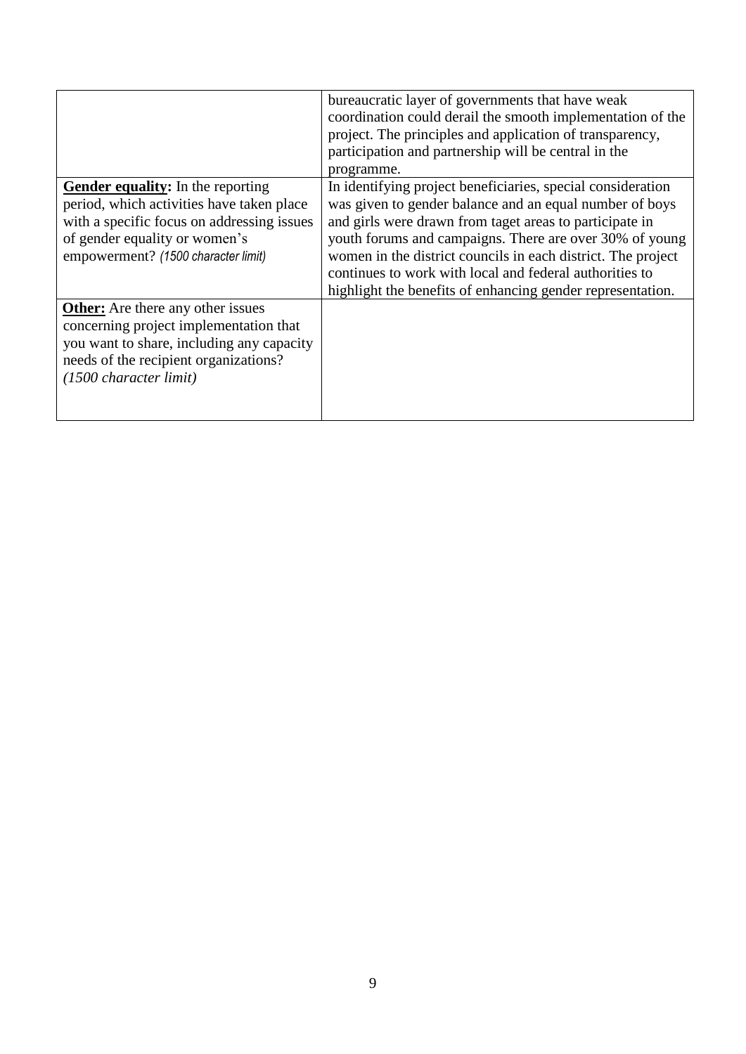| | |
|---|---|
| | bureaucratic layer of governments that have weak coordination could derail the smooth implementation of the project. The principles and application of transparency, participation and partnership will be central in the programme. |
| **Gender equality:** In the reporting period, which activities have taken place with a specific focus on addressing issues of gender equality or women's empowerment? *(1500 character limit)* | In identifying project beneficiaries, special consideration was given to gender balance and an equal number of boys and girls were drawn from taget areas to participate in youth forums and campaigns. There are over 30% of young women in the district councils in each district. The project continues to work with local and federal authorities to highlight the benefits of enhancing gender representation. |
| **Other:** Are there any other issues concerning project implementation that you want to share, including any capacity needs of the recipient organizations? *(1500 character limit)* | |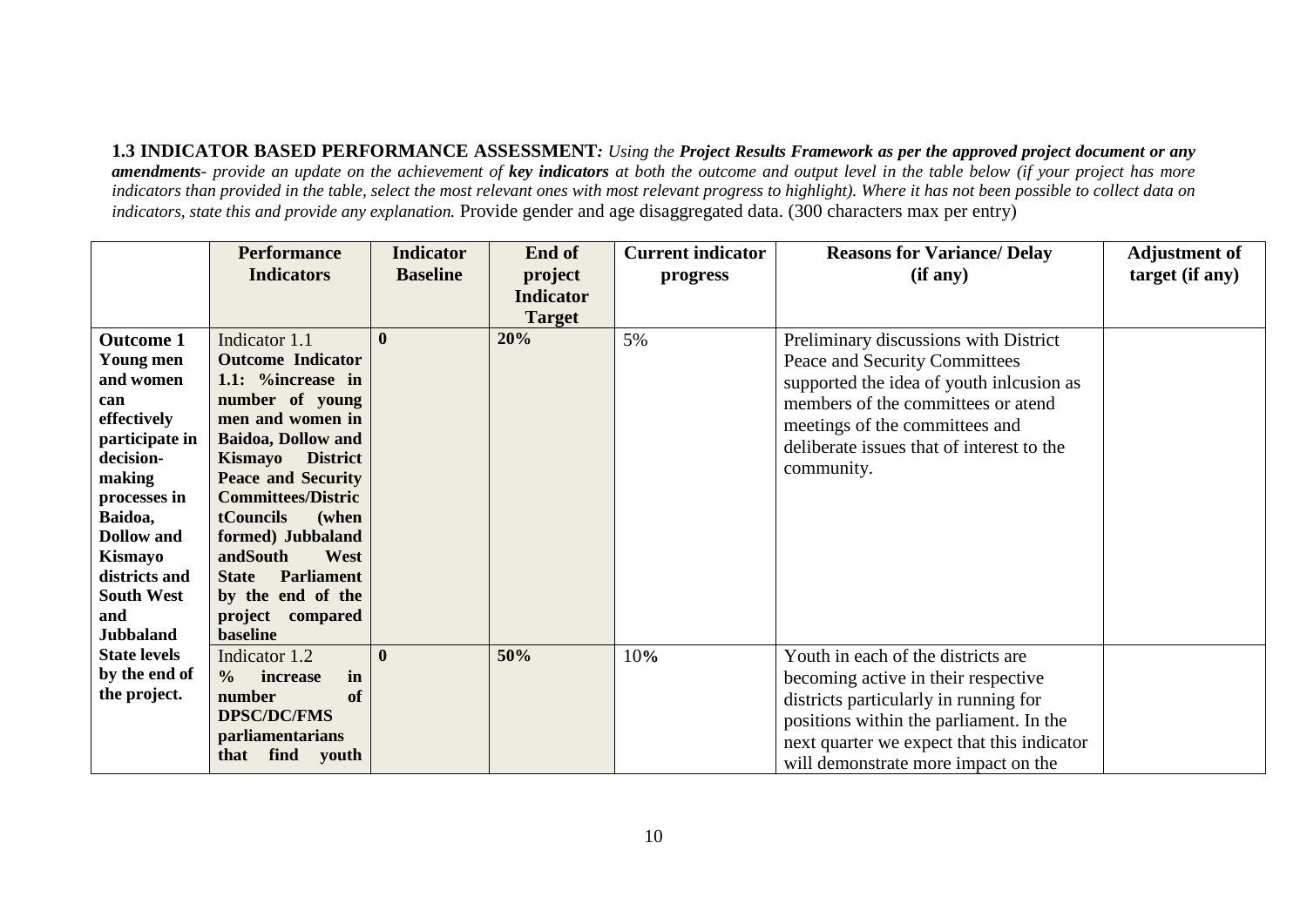**1.3 INDICATOR BASED PERFORMANCE ASSESSMENT***: Using the **Project Results Framework as per the approved project document or any amendments**- provide an update on the achievement of **key indicators** at both the outcome and output level in the table below (if your project has more indicators than provided in the table, select the most relevant ones with most relevant progress to highlight). Where it has not been possible to collect data on indicators, state this and provide any explanation.* Provide gender and age disaggregated data. (300 characters max per entry)

| | Performance Indicators | Indicator Baseline | End of project Indicator Target | Current indicator progress | Reasons for Variance/ Delay (if any) | Adjustment of target (if any) |
|---|---|---|---|---|---|---|
| **Outcome 1 Young men and women can effectively participate in decision-making processes in Baidoa, Dollow and Kismayo districts and South West and Jubbaland State levels by the end of the project.** | Indicator 1.1 **Outcome Indicator 1.1: %increase in number of young men and women in Baidoa, Dollow and Kismayo District Peace and Security Committees/DistrictCouncils (when formed) Jubbaland andSouth West State Parliament by the end of the project compared baseline** | **0** | **20%** | 5% | Preliminary discussions with District Peace and Security Committees supported the idea of youth inlcusion as members of the committees or atend meetings of the committees and deliberate issues that of interest to the community. | |
| | Indicator 1.2 **% increase in number of DPSC/DC/FMS parliamentarians that find youth** | **0** | **50%** | 10% | Youth in each of the districts are becoming active in their respective districts particularly in running for positions within the parliament. In the next quarter we expect that this indicator will demonstrate more impact on the | |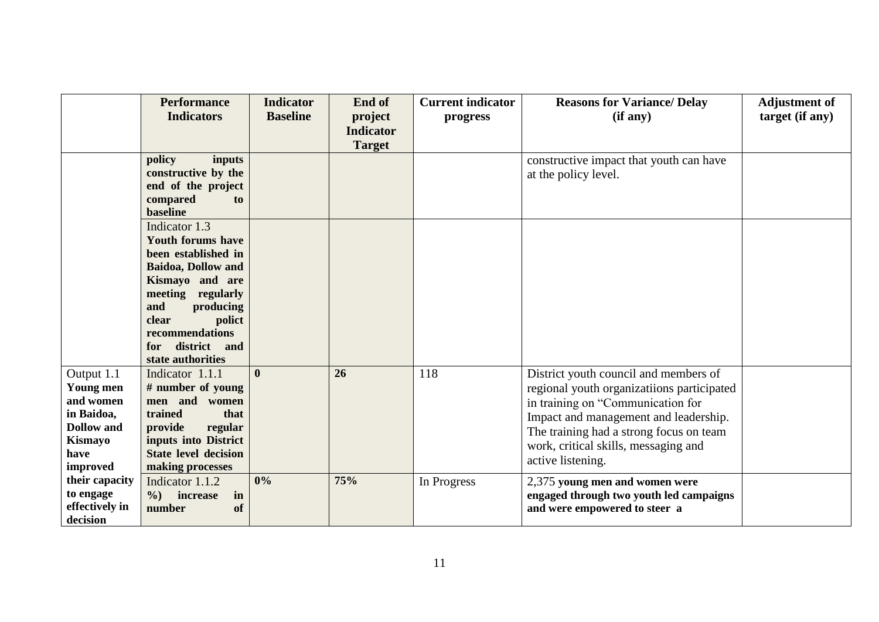| | Performance Indicators | Indicator Baseline | End of project Indicator Target | Current indicator progress | Reasons for Variance/ Delay (if any) | Adjustment of target (if any) |
|---|---|---|---|---|---|---|
| | **policy inputs constructive by the end of the project compared to baseline** | | | | constructive impact that youth can have at the policy level. | |
| | Indicator 1.3 **Youth forums have been established in Baidoa, Dollow and Kismayo and are meeting regularly and producing clear polict recommendations for district and state authorities** | | | | | |
| Output 1.1 **Young men and women in Baidoa, Dollow and Kismayo have improved their capacity to engage effectively in decision** | Indicator 1.1.1 **# number of young men and women trained that provide regular inputs into District State level decision making processes** | **0** | **26** | 118 | District youth council and members of regional youth organizatiions participated in training on "Communication for Impact and management and leadership. The training had a strong focus on team work, critical skills, messaging and active listening. | |
| | Indicator 1.1.2 **%) increase in number of** | **0%** | **75%** | In Progress | 2,375 **young men and women were engaged through two youth led campaigns and were empowered to steer a** | |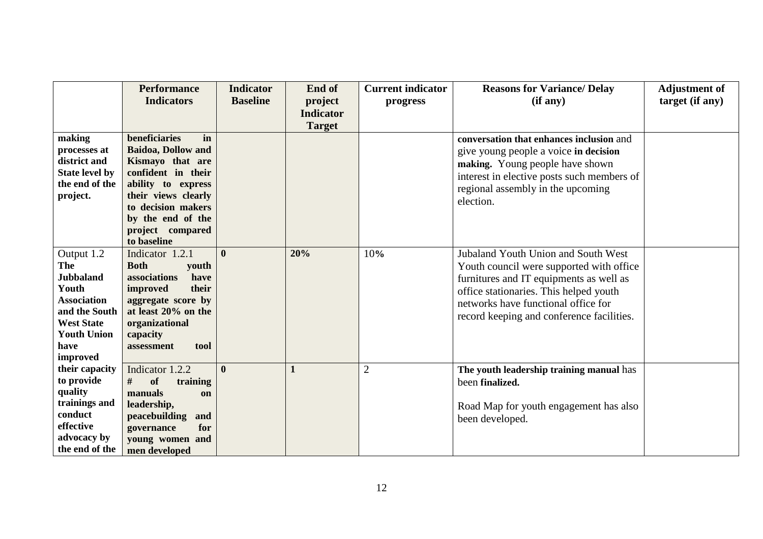| | Performance Indicators | Indicator Baseline | End of project Indicator Target | Current indicator progress | Reasons for Variance/ Delay (if any) | Adjustment of target (if any) |
|---|---|---|---|---|---|---|
| **making processes at district and State level by the end of the project.** | **beneficiaries in Baidoa, Dollow and Kismayo that are confident in their ability to express their views clearly to decision makers by the end of the project compared to baseline** | | | | **conversation that enhances inclusion** and give young people a voice **in decision making.** Young people have shown interest in elective posts such members of regional assembly in the upcoming election. | |
| Output 1.2 **The Jubbaland Youth Association and the South West State Youth Union have improved their capacity to provide quality trainings and conduct effective advocacy by the end of the** | Indicator 1.2.1 **Both youth associations have improved their aggregate score by at least 20% on the organizational capacity assessment tool** | **0** | **20%** | 10% | Jubaland Youth Union and South West Youth council were supported with office furnitures and IT equipments as well as office stationaries. This helped youth networks have functional office for record keeping and conference facilities. | |
| | Indicator 1.2.2 **# of training manuals on leadership, peacebuilding and governance for young women and men developed** | **0** | **1** | 2 | **The youth leadership training manual** has been **finalized.** Road Map for youth engagement has also been developed. | |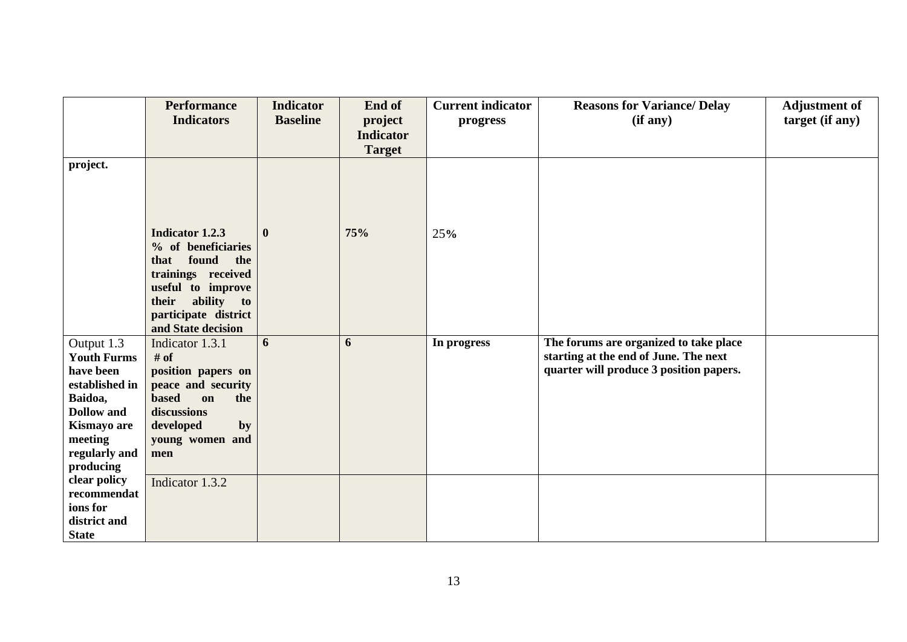| | Performance Indicators | Indicator Baseline | End of project Indicator Target | Current indicator progress | Reasons for Variance/ Delay (if any) | Adjustment of target (if any) |
|---|---|---|---|---|---|---|
| **project.** | **Indicator 1.2.3** **% of beneficiaries that found the trainings received useful to improve their ability to participate district and State decision** | **0** | **75%** | 25**%** | | |
| Output 1.3 **Youth Furms have been established in Baidoa, Dollow and Kismayo are meeting regularly and producing clear policy recommendations for district and State** | Indicator 1.3.1 **# of position papers on peace and security based on the discussions developed by young women and men** | **6** | **6** | **In progress** | **The forums are organized to take place starting at the end of June. The next quarter will produce 3 position papers.** | |
| | Indicator 1.3.2 | | | | | |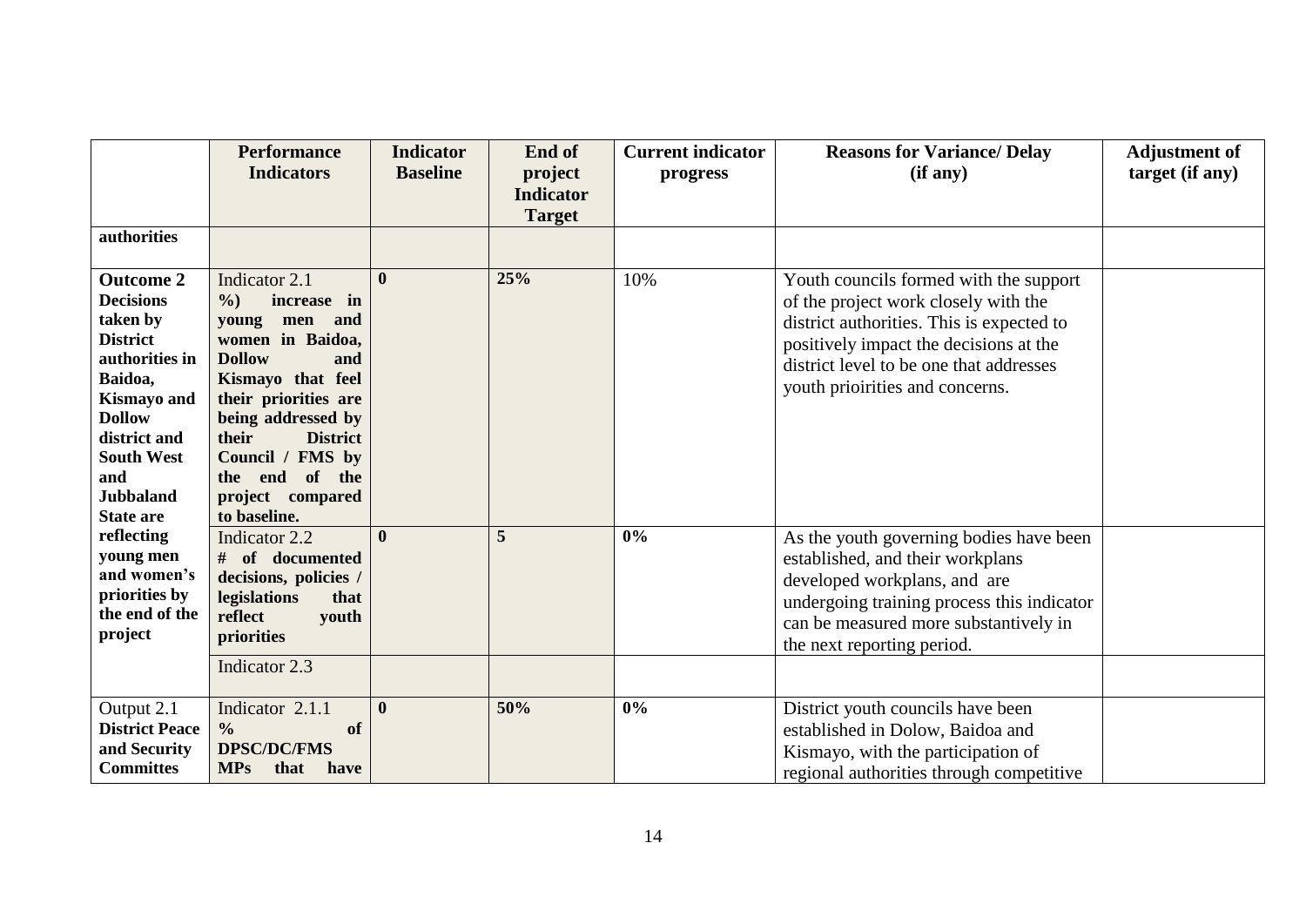| | Performance Indicators | Indicator Baseline | End of project Indicator Target | Current indicator progress | Reasons for Variance/ Delay (if any) | Adjustment of target (if any) |
|---|---|---|---|---|---|---|
| **authorities** | | | | | | |
| **Outcome 2 Decisions taken by District authorities in Baidoa, Kismayo and Dollow district and South West and Jubbaland State are reflecting young men and women's priorities by the end of the project** | Indicator 2.1 **%) increase in young men and women in Baidoa, Dollow and Kismayo that feel their priorities are being addressed by their District Council / FMS by the end of the project compared to baseline.** | **0** | **25%** | 10% | Youth councils formed with the support of the project work closely with the district authorities. This is expected to positively impact the decisions at the district level to be one that addresses youth prioirities and concerns. | |
| | Indicator 2.2 **# of documented decisions, policies / legislations that reflect youth priorities** | **0** | **5** | **0%** | As the youth governing bodies have been established, and their workplans developed workplans, and are undergoing training process this indicator can be measured more substantively in the next reporting period. | |
| | Indicator 2.3 | | | | | |
| Output 2.1 **District Peace and Security Committes** | Indicator 2.1.1 **% of DPSC/DC/FMS MPs that have** | **0** | **50%** | **0%** | District youth councils have been established in Dolow, Baidoa and Kismayo, with the participation of regional authorities through competitive | |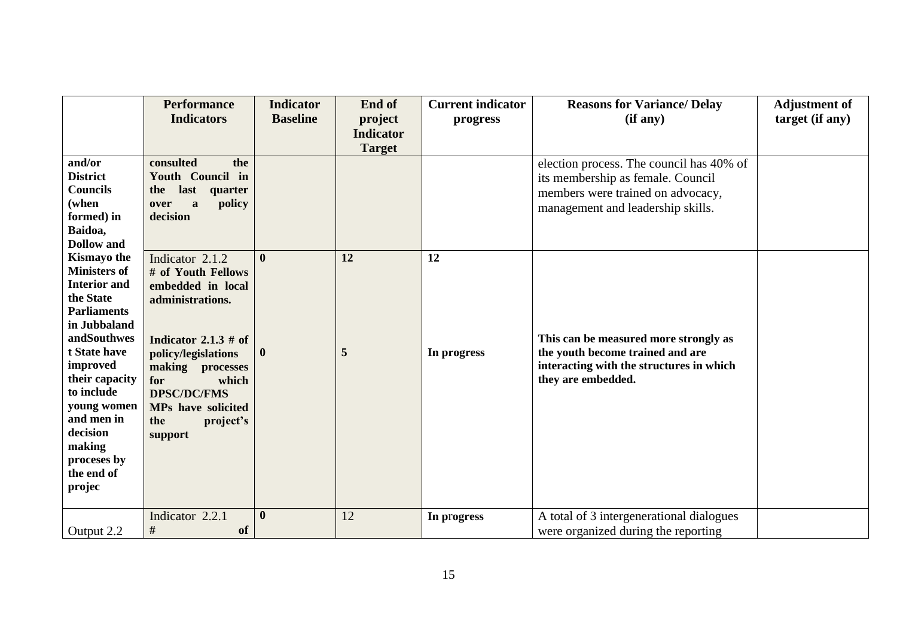| | Performance Indicators | Indicator Baseline | End of project Indicator Target | Current indicator progress | Reasons for Variance/ Delay (if any) | Adjustment of target (if any) |
|---|---|---|---|---|---|---|
| **and/or District Councils (when formed) in Baidoa, Dollow and** | **consulted the Youth Council in the last quarter over a policy decision** | | | | election process. The council has 40% of its membership as female. Council members were trained on advocacy, management and leadership skills. | |
| **Kismayo the Ministers of Interior and the State Parliaments in Jubbaland andSouthwest State have improved their capacity to include young women and men in decision making proceses by the end of projec** | Indicator 2.1.2 **# of Youth Fellows embedded in local administrations.** | **0** | **12** | **12** | | |
| | **Indicator 2.1.3 # of policy/legislations making processes for which DPSC/DC/FMS MPs have solicited the project's support** | **0** | **5** | **In progress** | **This can be measured more strongly as the youth become trained and are interacting with the structures in which they are embedded.** | |
| Output 2.2 | Indicator 2.2.1 **# of** | **0** | 12 | **In progress** | A total of 3 intergenerational dialogues were organized during the reporting | |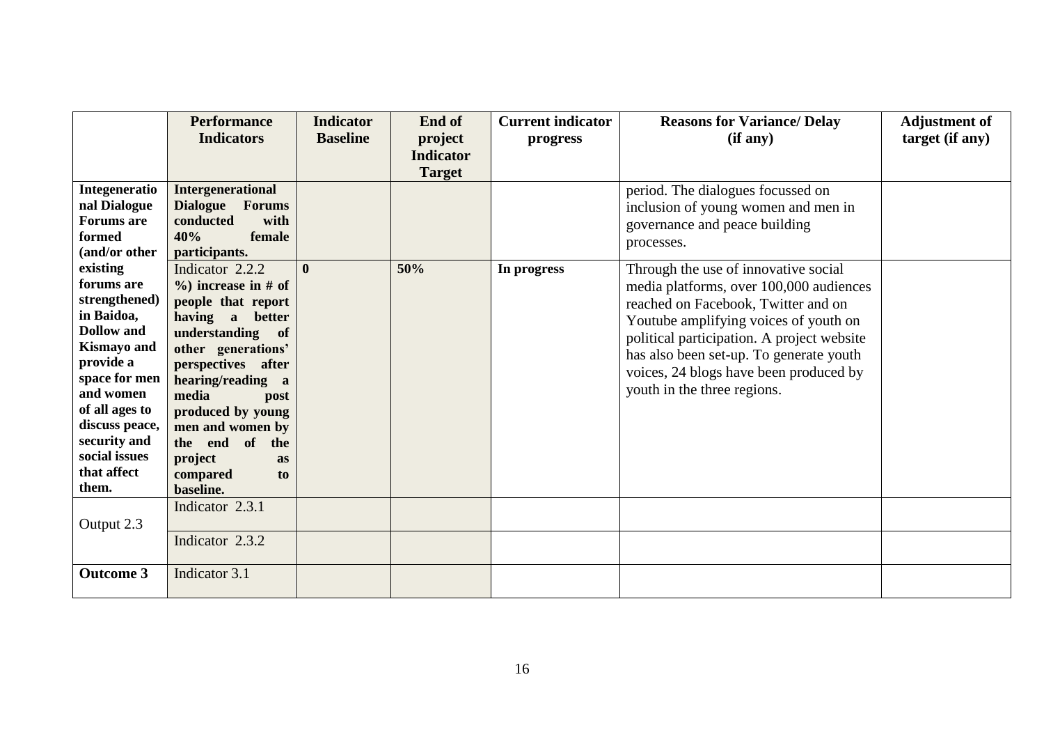| | Performance Indicators | Indicator Baseline | End of project Indicator Target | Current indicator progress | Reasons for Variance/ Delay (if any) | Adjustment of target (if any) |
|---|---|---|---|---|---|---|
| **Integenerational Dialogue Forums are formed (and/or other existing forums are strengthened) in Baidoa, Dollow and Kismayo and provide a space for men and women of all ages to discuss peace, security and social issues that affect them.** | **Intergenerational Dialogue Forums conducted with 40% female participants.** | | | | period. The dialogues focussed on inclusion of young women and men in governance and peace building processes. | |
| | Indicator 2.2.2 **%) increase in # of people that report having a better understanding of other generations' perspectives after hearing/reading a media post produced by young men and women by the end of the project as compared to baseline.** | **0** | **50%** | **In progress** | Through the use of innovative social media platforms, over 100,000 audiences reached on Facebook, Twitter and on Youtube amplifying voices of youth on political participation. A project website has also been set-up. To generate youth voices, 24 blogs have been produced by youth in the three regions. | |
| Output 2.3 | Indicator 2.3.1 | | | | | |
| | Indicator 2.3.2 | | | | | |
| **Outcome 3** | Indicator 3.1 | | | | | |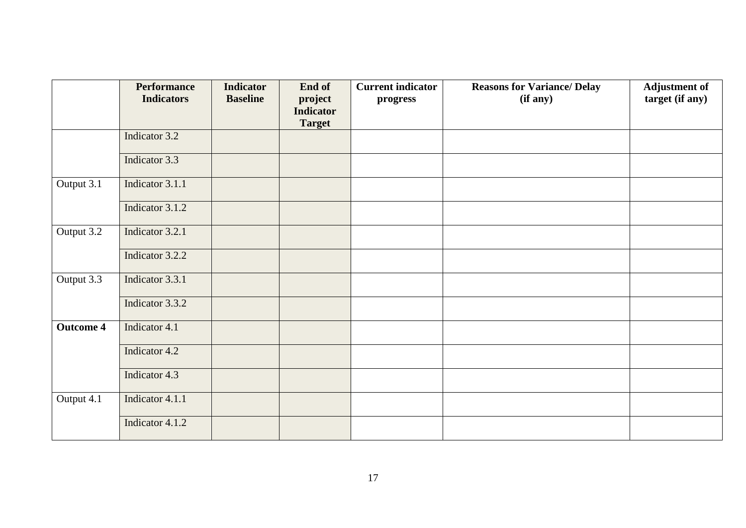| | Performance Indicators | Indicator Baseline | End of project Indicator Target | Current indicator progress | Reasons for Variance/ Delay (if any) | Adjustment of target (if any) |
|---|---|---|---|---|---|---|
| | Indicator 3.2 | | | | | |
| | Indicator 3.3 | | | | | |
| Output 3.1 | Indicator 3.1.1 | | | | | |
| | Indicator 3.1.2 | | | | | |
| Output 3.2 | Indicator 3.2.1 | | | | | |
| | Indicator 3.2.2 | | | | | |
| Output 3.3 | Indicator 3.3.1 | | | | | |
| | Indicator 3.3.2 | | | | | |
| **Outcome 4** | Indicator 4.1 | | | | | |
| | Indicator 4.2 | | | | | |
| | Indicator 4.3 | | | | | |
| Output 4.1 | Indicator 4.1.1 | | | | | |
| | Indicator 4.1.2 | | | | | |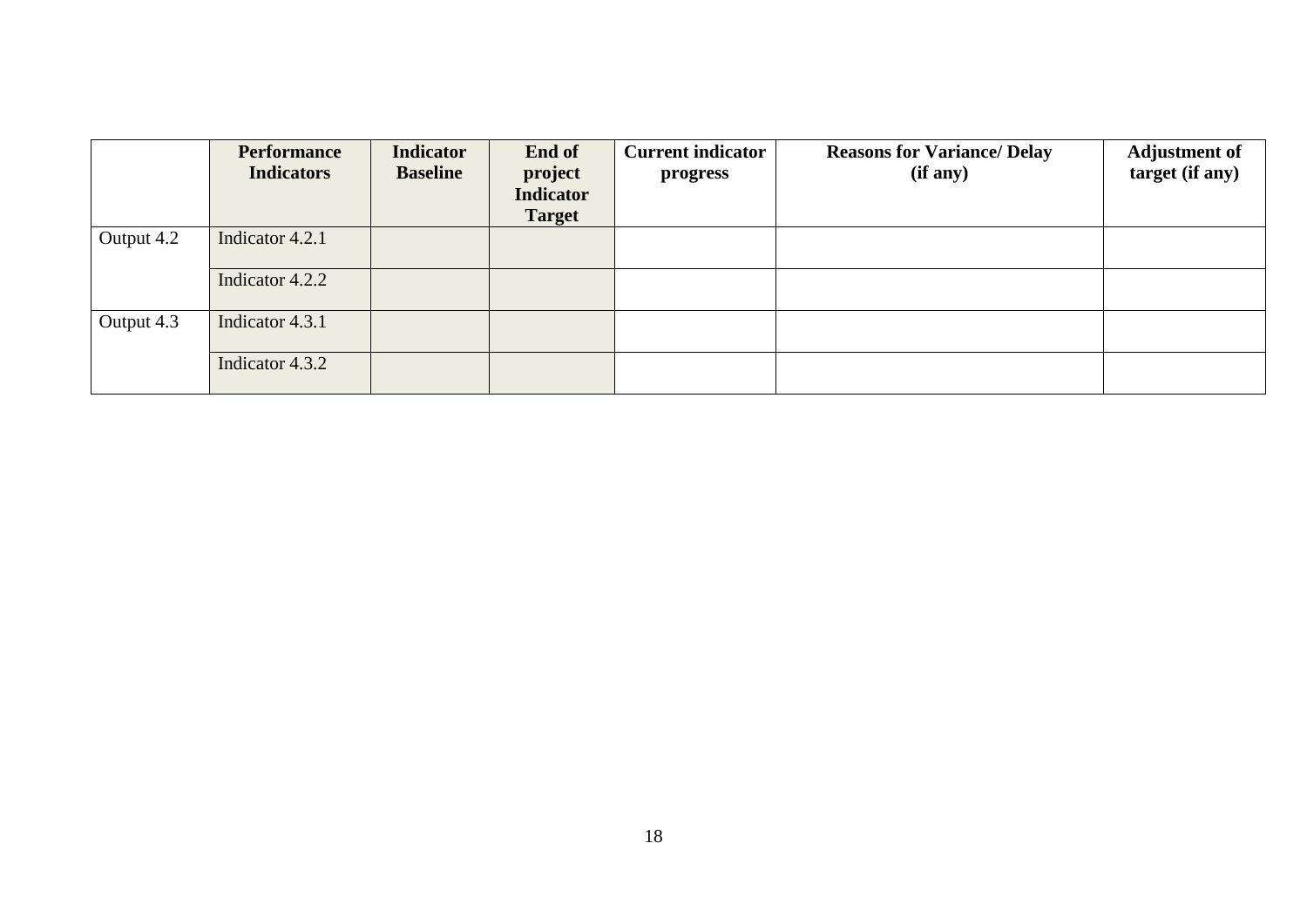| | Performance Indicators | Indicator Baseline | End of project Indicator Target | Current indicator progress | Reasons for Variance/ Delay (if any) | Adjustment of target (if any) |
|---|---|---|---|---|---|---|
| Output 4.2 | Indicator 4.2.1 | | | | | |
| | Indicator 4.2.2 | | | | | |
| Output 4.3 | Indicator 4.3.1 | | | | | |
| | Indicator 4.3.2 | | | | | |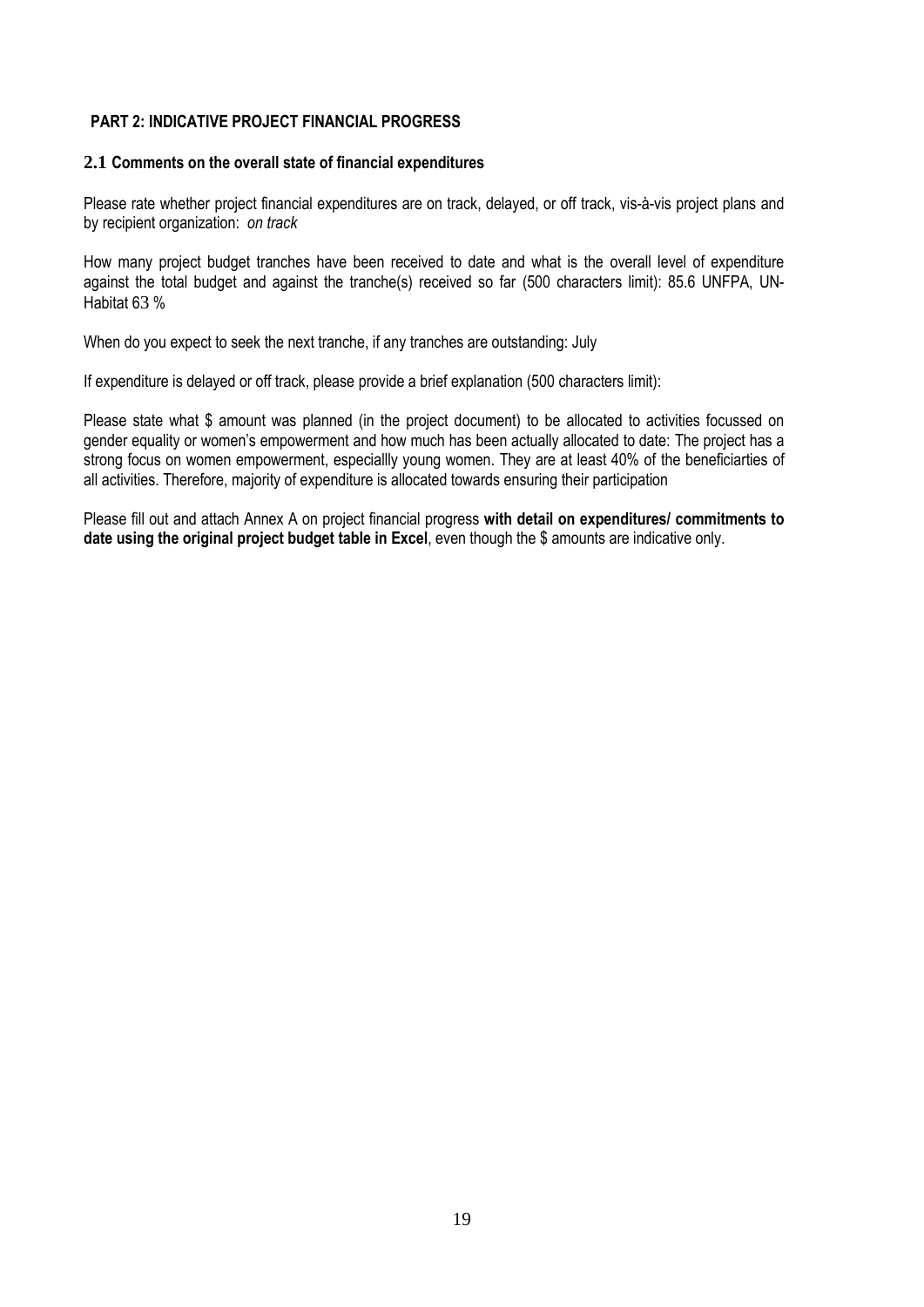## PART 2: INDICATIVE PROJECT FINANCIAL PROGRESS

### 2.1 Comments on the overall state of financial expenditures

Please rate whether project financial expenditures are on track, delayed, or off track, vis-à-vis project plans and by recipient organization: *on track*

How many project budget tranches have been received to date and what is the overall level of expenditure against the total budget and against the tranche(s) received so far (500 characters limit): 85.6 UNFPA, UN-Habitat 63 %

When do you expect to seek the next tranche, if any tranches are outstanding: July

If expenditure is delayed or off track, please provide a brief explanation (500 characters limit):

Please state what $ amount was planned (in the project document) to be allocated to activities focussed on gender equality or women's empowerment and how much has been actually allocated to date: The project has a strong focus on women empowerment, especiallly young women. They are at least 40% of the beneficiarties of all activities. Therefore, majority of expenditure is allocated towards ensuring their participation

Please fill out and attach Annex A on project financial progress **with detail on expenditures/ commitments to date using the original project budget table in Excel**, even though the $ amounts are indicative only.